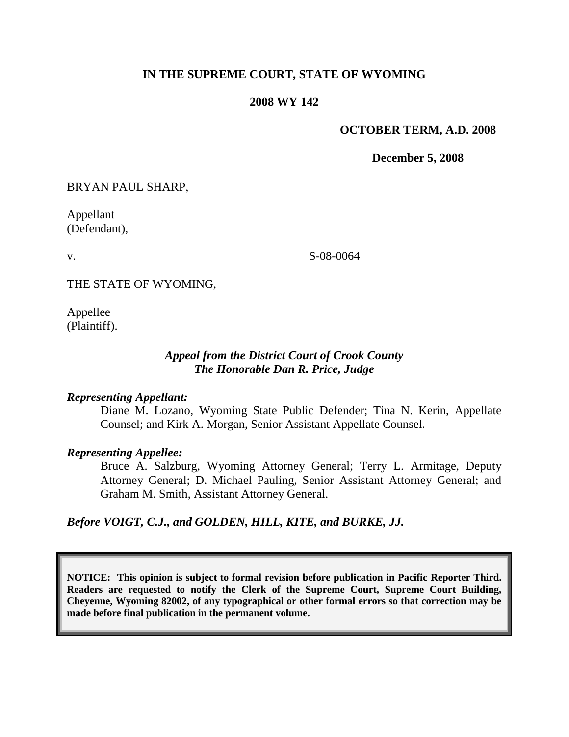**IN THE SUPREME COURT, STATE OF WYOMING**

**2008 WY 142**

**OCTOBER TERM, A.D. 2008**

**December 5, 2008**

BRYAN PAUL SHARP,

Appellant
(Defendant),

v.

S-08-0064

THE STATE OF WYOMING,

Appellee
(Plaintiff).

*Appeal from the District Court of Crook County*
*The Honorable Dan R. Price, Judge*

***Representing Appellant:***

Diane M. Lozano, Wyoming State Public Defender; Tina N. Kerin, Appellate Counsel; and Kirk A. Morgan, Senior Assistant Appellate Counsel.

***Representing Appellee:***

Bruce A. Salzburg, Wyoming Attorney General; Terry L. Armitage, Deputy Attorney General; D. Michael Pauling, Senior Assistant Attorney General; and Graham M. Smith, Assistant Attorney General.

***Before VOIGT, C.J., and GOLDEN, HILL, KITE, and BURKE, JJ.***

**NOTICE: This opinion is subject to formal revision before publication in Pacific Reporter Third. Readers are requested to notify the Clerk of the Supreme Court, Supreme Court Building, Cheyenne, Wyoming 82002, of any typographical or other formal errors so that correction may be made before final publication in the permanent volume.**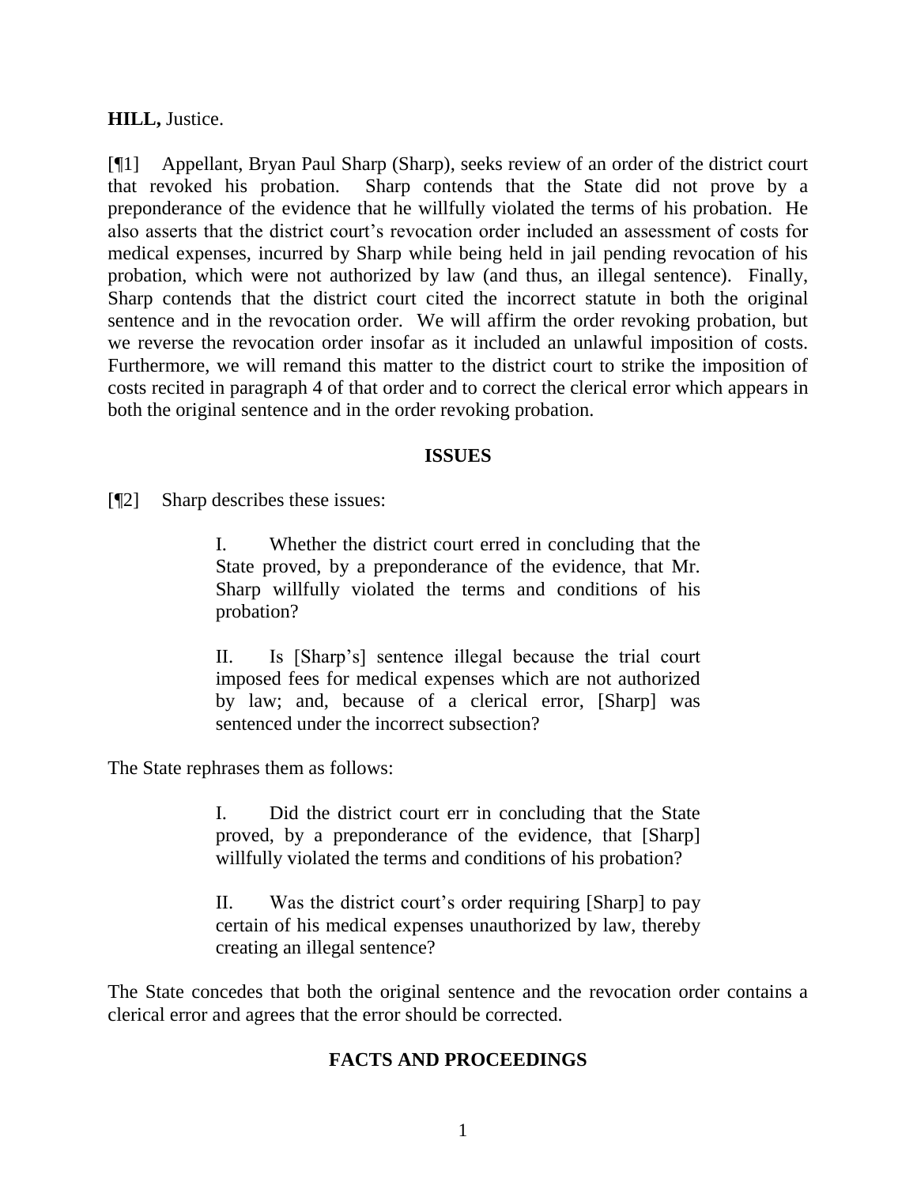**HILL,** Justice.

[¶1] Appellant, Bryan Paul Sharp (Sharp), seeks review of an order of the district court that revoked his probation. Sharp contends that the State did not prove by a preponderance of the evidence that he willfully violated the terms of his probation. He also asserts that the district court's revocation order included an assessment of costs for medical expenses, incurred by Sharp while being held in jail pending revocation of his probation, which were not authorized by law (and thus, an illegal sentence). Finally, Sharp contends that the district court cited the incorrect statute in both the original sentence and in the revocation order. We will affirm the order revoking probation, but we reverse the revocation order insofar as it included an unlawful imposition of costs. Furthermore, we will remand this matter to the district court to strike the imposition of costs recited in paragraph 4 of that order and to correct the clerical error which appears in both the original sentence and in the order revoking probation.

## ISSUES

[¶2] Sharp describes these issues:

> I. Whether the district court erred in concluding that the State proved, by a preponderance of the evidence, that Mr. Sharp willfully violated the terms and conditions of his probation?
>
> II. Is [Sharp's] sentence illegal because the trial court imposed fees for medical expenses which are not authorized by law; and, because of a clerical error, [Sharp] was sentenced under the incorrect subsection?

The State rephrases them as follows:

> I. Did the district court err in concluding that the State proved, by a preponderance of the evidence, that [Sharp] willfully violated the terms and conditions of his probation?
>
> II. Was the district court's order requiring [Sharp] to pay certain of his medical expenses unauthorized by law, thereby creating an illegal sentence?

The State concedes that both the original sentence and the revocation order contains a clerical error and agrees that the error should be corrected.

## FACTS AND PROCEEDINGS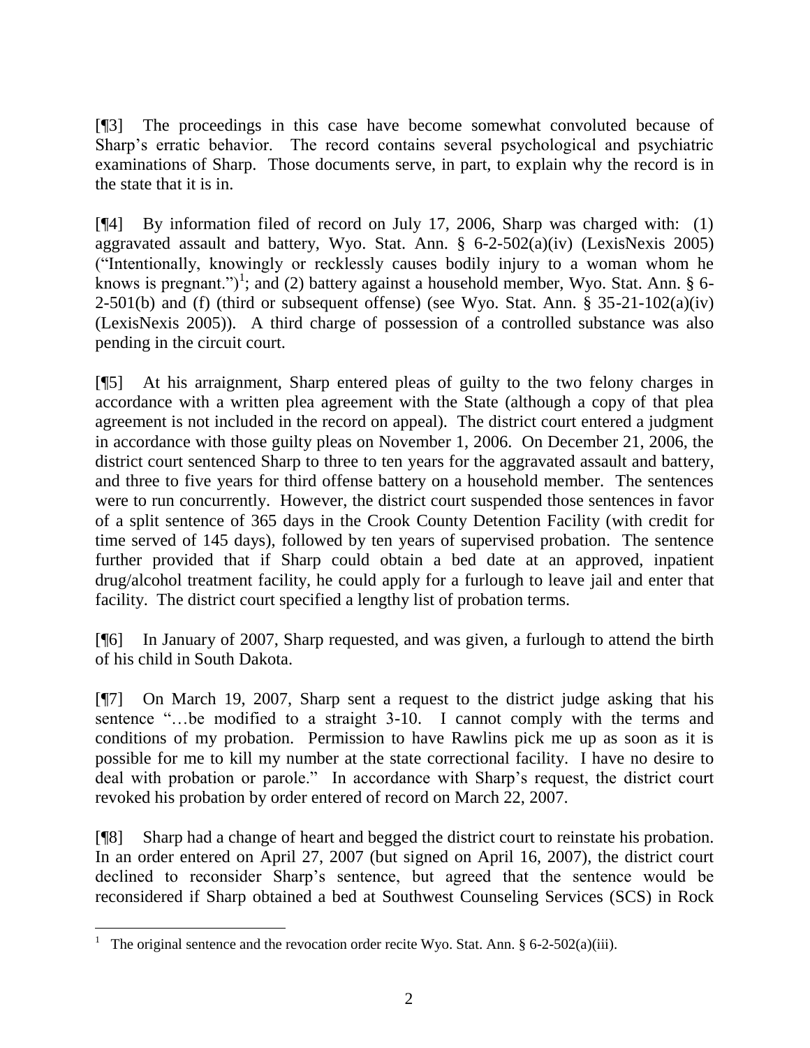[¶3] The proceedings in this case have become somewhat convoluted because of Sharp's erratic behavior. The record contains several psychological and psychiatric examinations of Sharp. Those documents serve, in part, to explain why the record is in the state that it is in.

[¶4] By information filed of record on July 17, 2006, Sharp was charged with: (1) aggravated assault and battery, Wyo. Stat. Ann. § 6-2-502(a)(iv) (LexisNexis 2005) ("Intentionally, knowingly or recklessly causes bodily injury to a woman whom he knows is pregnant.")[1]; and (2) battery against a household member, Wyo. Stat. Ann. § 6-2-501(b) and (f) (third or subsequent offense) (see Wyo. Stat. Ann. § 35-21-102(a)(iv) (LexisNexis 2005)). A third charge of possession of a controlled substance was also pending in the circuit court.

[¶5] At his arraignment, Sharp entered pleas of guilty to the two felony charges in accordance with a written plea agreement with the State (although a copy of that plea agreement is not included in the record on appeal). The district court entered a judgment in accordance with those guilty pleas on November 1, 2006. On December 21, 2006, the district court sentenced Sharp to three to ten years for the aggravated assault and battery, and three to five years for third offense battery on a household member. The sentences were to run concurrently. However, the district court suspended those sentences in favor of a split sentence of 365 days in the Crook County Detention Facility (with credit for time served of 145 days), followed by ten years of supervised probation. The sentence further provided that if Sharp could obtain a bed date at an approved, inpatient drug/alcohol treatment facility, he could apply for a furlough to leave jail and enter that facility. The district court specified a lengthy list of probation terms.

[¶6] In January of 2007, Sharp requested, and was given, a furlough to attend the birth of his child in South Dakota.

[¶7] On March 19, 2007, Sharp sent a request to the district judge asking that his sentence "…be modified to a straight 3-10. I cannot comply with the terms and conditions of my probation. Permission to have Rawlins pick me up as soon as it is possible for me to kill my number at the state correctional facility. I have no desire to deal with probation or parole." In accordance with Sharp's request, the district court revoked his probation by order entered of record on March 22, 2007.

[¶8] Sharp had a change of heart and begged the district court to reinstate his probation. In an order entered on April 27, 2007 (but signed on April 16, 2007), the district court declined to reconsider Sharp's sentence, but agreed that the sentence would be reconsidered if Sharp obtained a bed at Southwest Counseling Services (SCS) in Rock

---

[1] The original sentence and the revocation order recite Wyo. Stat. Ann. § 6-2-502(a)(iii).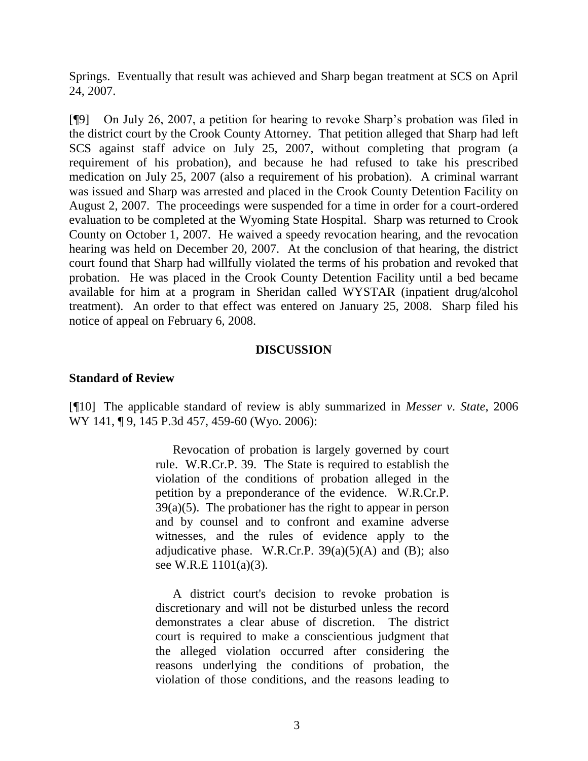Springs. Eventually that result was achieved and Sharp began treatment at SCS on April 24, 2007.

[¶9] On July 26, 2007, a petition for hearing to revoke Sharp's probation was filed in the district court by the Crook County Attorney. That petition alleged that Sharp had left SCS against staff advice on July 25, 2007, without completing that program (a requirement of his probation), and because he had refused to take his prescribed medication on July 25, 2007 (also a requirement of his probation). A criminal warrant was issued and Sharp was arrested and placed in the Crook County Detention Facility on August 2, 2007. The proceedings were suspended for a time in order for a court-ordered evaluation to be completed at the Wyoming State Hospital. Sharp was returned to Crook County on October 1, 2007. He waived a speedy revocation hearing, and the revocation hearing was held on December 20, 2007. At the conclusion of that hearing, the district court found that Sharp had willfully violated the terms of his probation and revoked that probation. He was placed in the Crook County Detention Facility until a bed became available for him at a program in Sheridan called WYSTAR (inpatient drug/alcohol treatment). An order to that effect was entered on January 25, 2008. Sharp filed his notice of appeal on February 6, 2008.

## DISCUSSION

### Standard of Review

[¶10] The applicable standard of review is ably summarized in *Messer v. State*, 2006 WY 141, ¶ 9, 145 P.3d 457, 459-60 (Wyo. 2006):

> Revocation of probation is largely governed by court rule. W.R.Cr.P. 39. The State is required to establish the violation of the conditions of probation alleged in the petition by a preponderance of the evidence. W.R.Cr.P. 39(a)(5). The probationer has the right to appear in person and by counsel and to confront and examine adverse witnesses, and the rules of evidence apply to the adjudicative phase. W.R.Cr.P. 39(a)(5)(A) and (B); also see W.R.E 1101(a)(3).
>
> A district court's decision to revoke probation is discretionary and will not be disturbed unless the record demonstrates a clear abuse of discretion. The district court is required to make a conscientious judgment that the alleged violation occurred after considering the reasons underlying the conditions of probation, the violation of those conditions, and the reasons leading to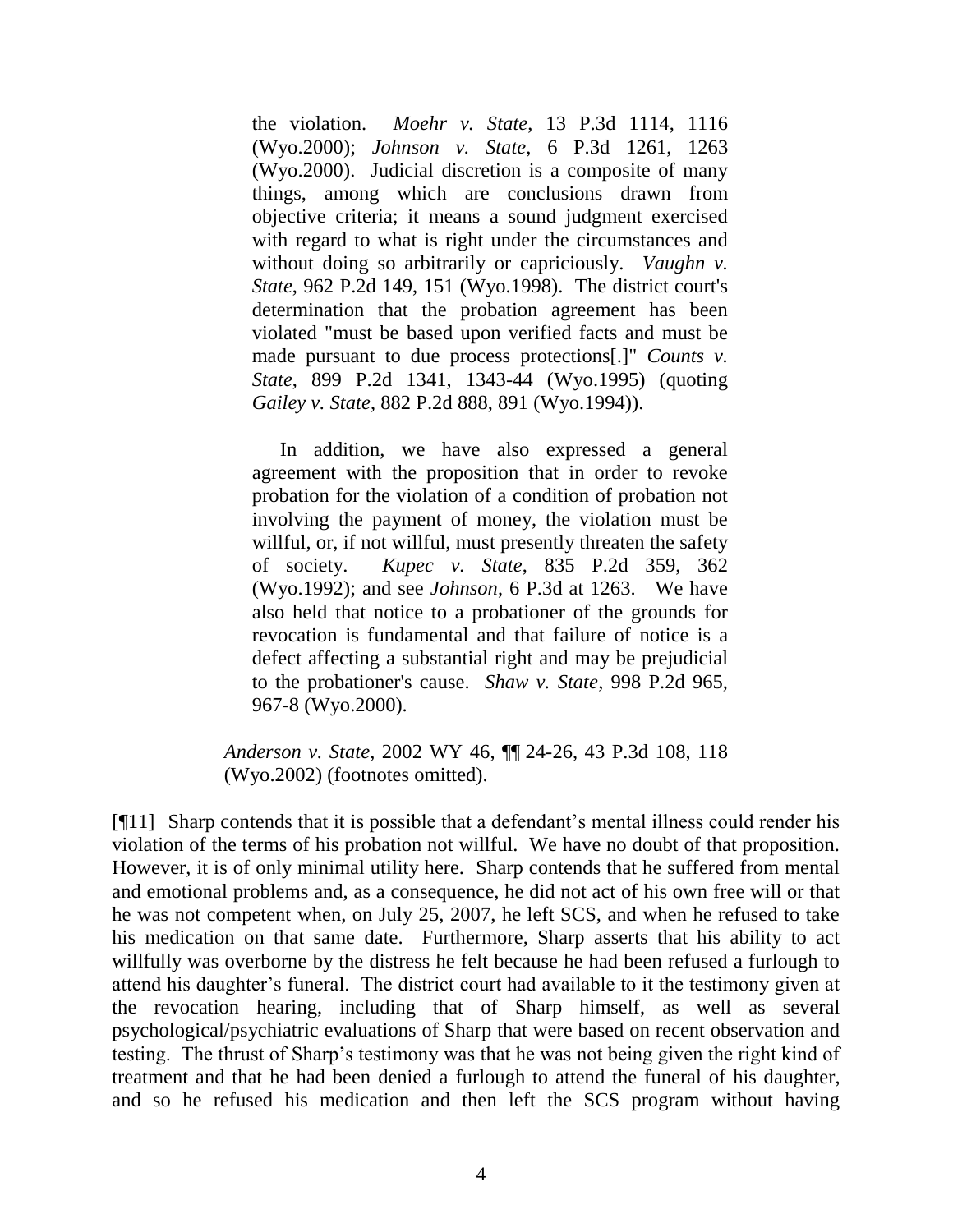the violation. *Moehr v. State*, 13 P.3d 1114, 1116 (Wyo.2000); *Johnson v. State*, 6 P.3d 1261, 1263 (Wyo.2000). Judicial discretion is a composite of many things, among which are conclusions drawn from objective criteria; it means a sound judgment exercised with regard to what is right under the circumstances and without doing so arbitrarily or capriciously. *Vaughn v. State*, 962 P.2d 149, 151 (Wyo.1998). The district court's determination that the probation agreement has been violated "must be based upon verified facts and must be made pursuant to due process protections[.]" *Counts v. State*, 899 P.2d 1341, 1343-44 (Wyo.1995) (quoting *Gailey v. State*, 882 P.2d 888, 891 (Wyo.1994)).

> In addition, we have also expressed a general agreement with the proposition that in order to revoke probation for the violation of a condition of probation not involving the payment of money, the violation must be willful, or, if not willful, must presently threaten the safety of society. *Kupec v. State*, 835 P.2d 359, 362 (Wyo.1992); and see *Johnson*, 6 P.3d at 1263. We have also held that notice to a probationer of the grounds for revocation is fundamental and that failure of notice is a defect affecting a substantial right and may be prejudicial to the probationer's cause. *Shaw v. State*, 998 P.2d 965, 967-8 (Wyo.2000).

*Anderson v. State*, 2002 WY 46, ¶¶ 24-26, 43 P.3d 108, 118 (Wyo.2002) (footnotes omitted).

[¶11] Sharp contends that it is possible that a defendant's mental illness could render his violation of the terms of his probation not willful. We have no doubt of that proposition. However, it is of only minimal utility here. Sharp contends that he suffered from mental and emotional problems and, as a consequence, he did not act of his own free will or that he was not competent when, on July 25, 2007, he left SCS, and when he refused to take his medication on that same date. Furthermore, Sharp asserts that his ability to act willfully was overborne by the distress he felt because he had been refused a furlough to attend his daughter's funeral. The district court had available to it the testimony given at the revocation hearing, including that of Sharp himself, as well as several psychological/psychiatric evaluations of Sharp that were based on recent observation and testing. The thrust of Sharp's testimony was that he was not being given the right kind of treatment and that he had been denied a furlough to attend the funeral of his daughter, and so he refused his medication and then left the SCS program without having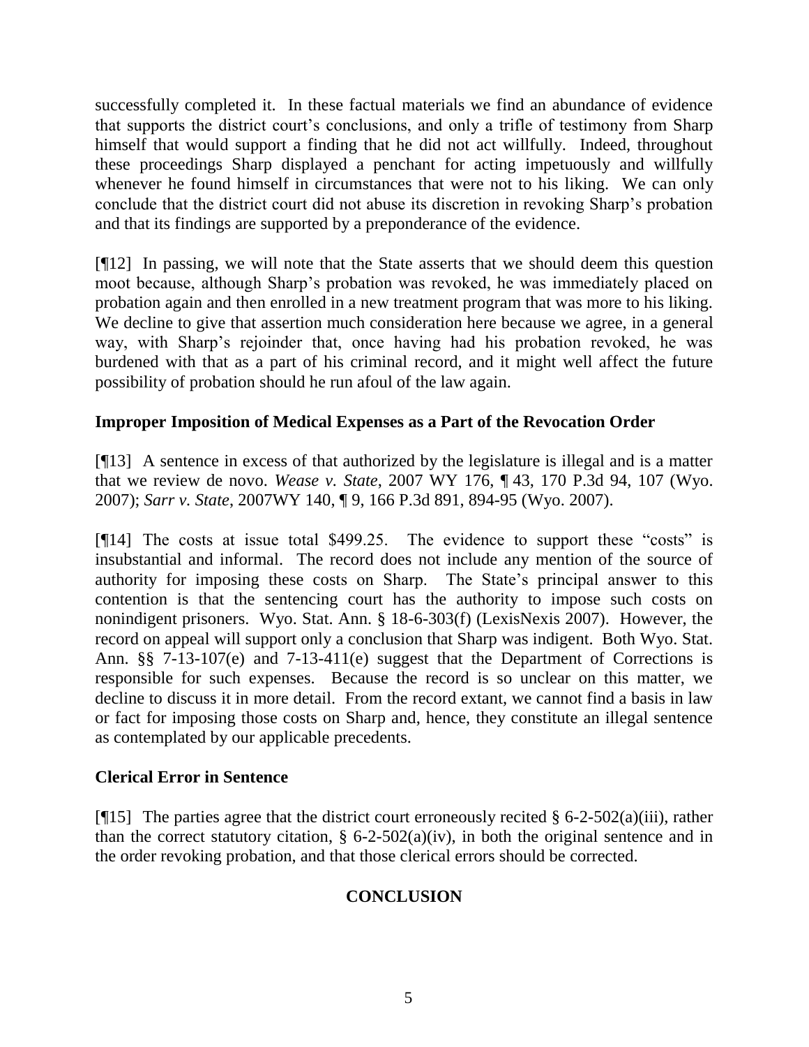successfully completed it. In these factual materials we find an abundance of evidence that supports the district court's conclusions, and only a trifle of testimony from Sharp himself that would support a finding that he did not act willfully. Indeed, throughout these proceedings Sharp displayed a penchant for acting impetuously and willfully whenever he found himself in circumstances that were not to his liking. We can only conclude that the district court did not abuse its discretion in revoking Sharp's probation and that its findings are supported by a preponderance of the evidence.

[¶12] In passing, we will note that the State asserts that we should deem this question moot because, although Sharp's probation was revoked, he was immediately placed on probation again and then enrolled in a new treatment program that was more to his liking. We decline to give that assertion much consideration here because we agree, in a general way, with Sharp's rejoinder that, once having had his probation revoked, he was burdened with that as a part of his criminal record, and it might well affect the future possibility of probation should he run afoul of the law again.

**Improper Imposition of Medical Expenses as a Part of the Revocation Order**

[¶13] A sentence in excess of that authorized by the legislature is illegal and is a matter that we review de novo. *Wease v. State*, 2007 WY 176, ¶ 43, 170 P.3d 94, 107 (Wyo. 2007); *Sarr v. State*, 2007WY 140, ¶ 9, 166 P.3d 891, 894-95 (Wyo. 2007).

[¶14] The costs at issue total $499.25. The evidence to support these "costs" is insubstantial and informal. The record does not include any mention of the source of authority for imposing these costs on Sharp. The State's principal answer to this contention is that the sentencing court has the authority to impose such costs on nonindigent prisoners. Wyo. Stat. Ann. § 18-6-303(f) (LexisNexis 2007). However, the record on appeal will support only a conclusion that Sharp was indigent. Both Wyo. Stat. Ann. §§ 7-13-107(e) and 7-13-411(e) suggest that the Department of Corrections is responsible for such expenses. Because the record is so unclear on this matter, we decline to discuss it in more detail. From the record extant, we cannot find a basis in law or fact for imposing those costs on Sharp and, hence, they constitute an illegal sentence as contemplated by our applicable precedents.

**Clerical Error in Sentence**

[¶15] The parties agree that the district court erroneously recited § 6-2-502(a)(iii), rather than the correct statutory citation, § 6-2-502(a)(iv), in both the original sentence and in the order revoking probation, and that those clerical errors should be corrected.

**CONCLUSION**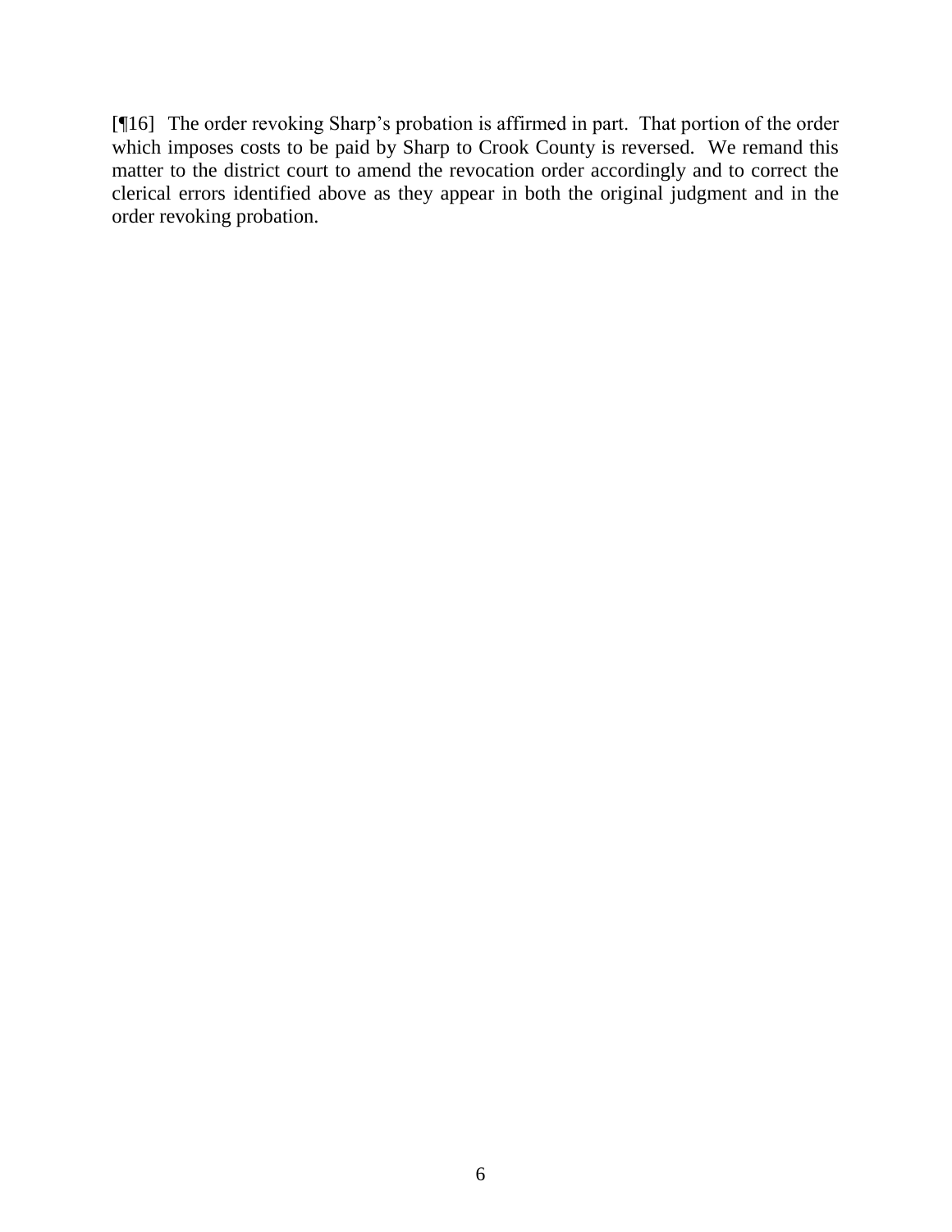[¶16] The order revoking Sharp's probation is affirmed in part. That portion of the order which imposes costs to be paid by Sharp to Crook County is reversed. We remand this matter to the district court to amend the revocation order accordingly and to correct the clerical errors identified above as they appear in both the original judgment and in the order revoking probation.